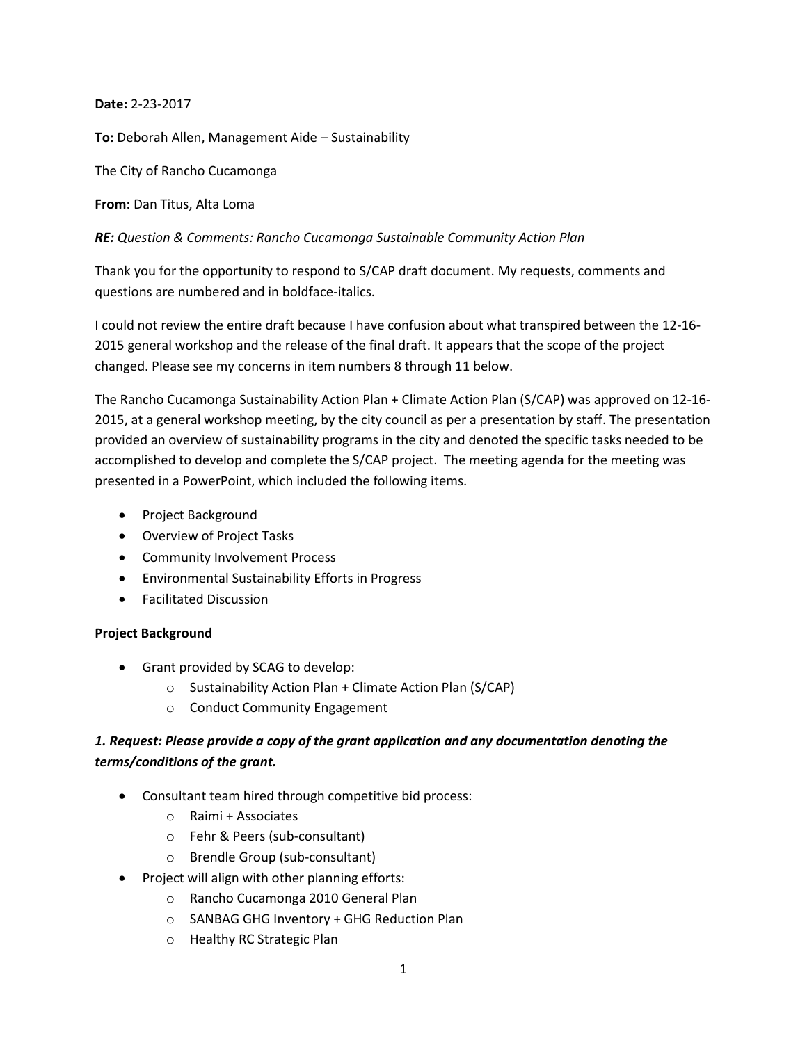**Date:** 2-23-2017

**To:** Deborah Allen, Management Aide – Sustainability

The City of Rancho Cucamonga

**From:** Dan Titus, Alta Loma

***RE:*** *Question & Comments: Rancho Cucamonga Sustainable Community Action Plan*

Thank you for the opportunity to respond to S/CAP draft document. My requests, comments and questions are numbered and in boldface-italics.

I could not review the entire draft because I have confusion about what transpired between the 12-16-2015 general workshop and the release of the final draft. It appears that the scope of the project changed. Please see my concerns in item numbers 8 through 11 below.

The Rancho Cucamonga Sustainability Action Plan + Climate Action Plan (S/CAP) was approved on 12-16-2015, at a general workshop meeting, by the city council as per a presentation by staff. The presentation provided an overview of sustainability programs in the city and denoted the specific tasks needed to be accomplished to develop and complete the S/CAP project. The meeting agenda for the meeting was presented in a PowerPoint, which included the following items.

- Project Background
- Overview of Project Tasks
- Community Involvement Process
- Environmental Sustainability Efforts in Progress
- Facilitated Discussion

**Project Background**

- Grant provided by SCAG to develop:
  - Sustainability Action Plan + Climate Action Plan (S/CAP)
  - Conduct Community Engagement

***1. Request: Please provide a copy of the grant application and any documentation denoting the terms/conditions of the grant.***

- Consultant team hired through competitive bid process:
  - Raimi + Associates
  - Fehr & Peers (sub-consultant)
  - Brendle Group (sub-consultant)
- Project will align with other planning efforts:
  - Rancho Cucamonga 2010 General Plan
  - SANBAG GHG Inventory + GHG Reduction Plan
  - Healthy RC Strategic Plan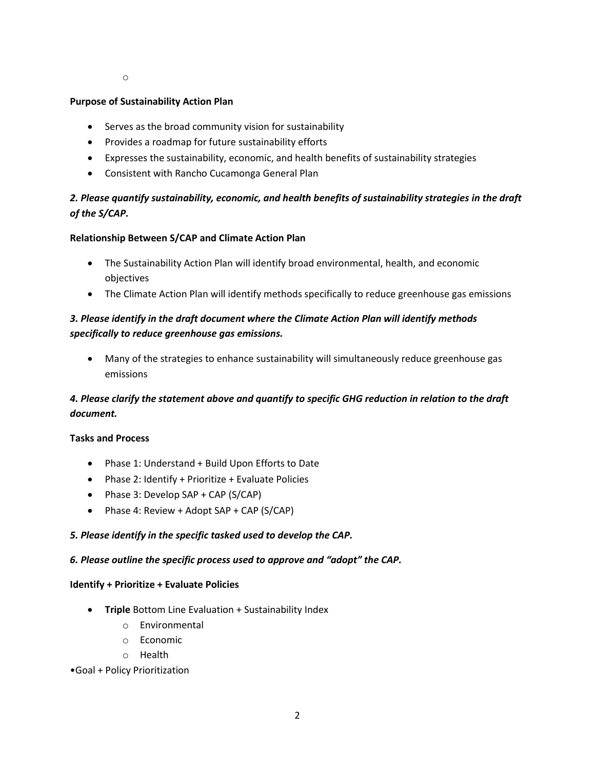- 

**Purpose of Sustainability Action Plan**

- Serves as the broad community vision for sustainability
- Provides a roadmap for future sustainability efforts
- Expresses the sustainability, economic, and health benefits of sustainability strategies
- Consistent with Rancho Cucamonga General Plan

***2. Please quantify sustainability, economic, and health benefits of sustainability strategies in the draft of the S/CAP.***

**Relationship Between S/CAP and Climate Action Plan**

- The Sustainability Action Plan will identify broad environmental, health, and economic objectives
- The Climate Action Plan will identify methods specifically to reduce greenhouse gas emissions

***3. Please identify in the draft document where the Climate Action Plan will identify methods specifically to reduce greenhouse gas emissions.***

- Many of the strategies to enhance sustainability will simultaneously reduce greenhouse gas emissions

***4. Please clarify the statement above and quantify to specific GHG reduction in relation to the draft document.***

**Tasks and Process**

- Phase 1: Understand + Build Upon Efforts to Date
- Phase 2: Identify + Prioritize + Evaluate Policies
- Phase 3: Develop SAP + CAP (S/CAP)
- Phase 4: Review + Adopt SAP + CAP (S/CAP)

***5. Please identify in the specific tasked used to develop the CAP.***

***6. Please outline the specific process used to approve and "adopt" the CAP.***

**Identify + Prioritize + Evaluate Policies**

- **Triple** Bottom Line Evaluation + Sustainability Index
  - Environmental
  - Economic
  - Health

•Goal + Policy Prioritization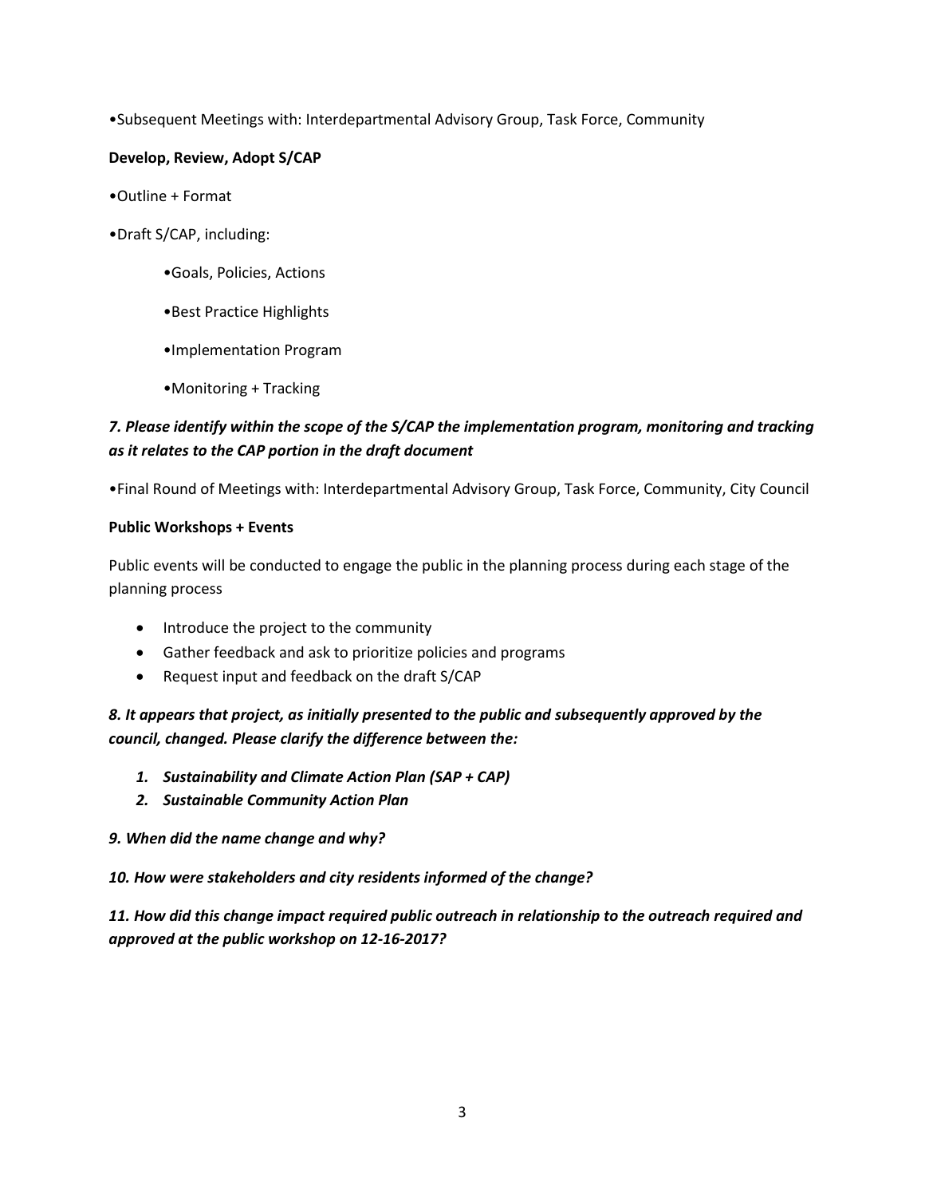•Subsequent Meetings with: Interdepartmental Advisory Group, Task Force, Community

**Develop, Review, Adopt S/CAP**

•Outline + Format

•Draft S/CAP, including:

- •Goals, Policies, Actions
- •Best Practice Highlights
- •Implementation Program
- •Monitoring + Tracking

***7. Please identify within the scope of the S/CAP the implementation program, monitoring and tracking as it relates to the CAP portion in the draft document***

•Final Round of Meetings with: Interdepartmental Advisory Group, Task Force, Community, City Council

**Public Workshops + Events**

Public events will be conducted to engage the public in the planning process during each stage of the planning process

- Introduce the project to the community
- Gather feedback and ask to prioritize policies and programs
- Request input and feedback on the draft S/CAP

***8. It appears that project, as initially presented to the public and subsequently approved by the council, changed. Please clarify the difference between the:***

1. ***Sustainability and Climate Action Plan (SAP + CAP)***
2. ***Sustainable Community Action Plan***

***9. When did the name change and why?***

***10. How were stakeholders and city residents informed of the change?***

***11. How did this change impact required public outreach in relationship to the outreach required and approved at the public workshop on 12-16-2017?***